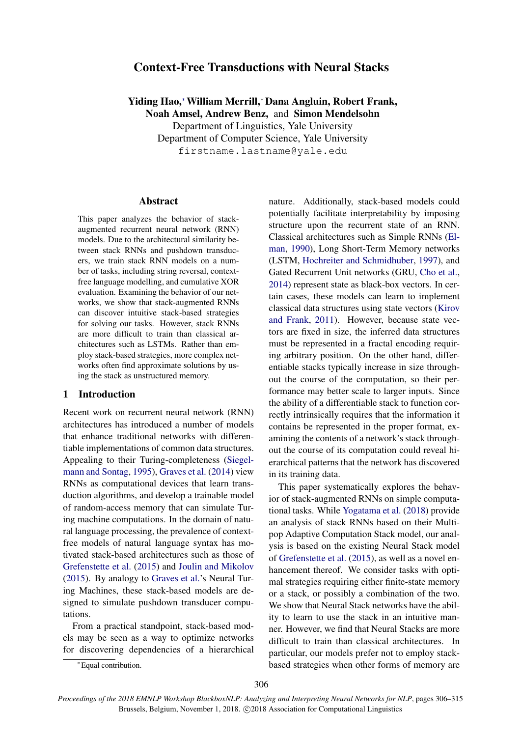# Context-Free Transductions with Neural Stacks

**Yiding Hao,[*] William Merrill,[*] Dana Angluin, Robert Frank, Noah Amsel, Andrew Benz,** and **Simon Mendelsohn**

Department of Linguistics, Yale University
Department of Computer Science, Yale University
`firstname.lastname@yale.edu`

## Abstract

This paper analyzes the behavior of stack-augmented recurrent neural network (RNN) models. Due to the architectural similarity between stack RNNs and pushdown transducers, we train stack RNN models on a number of tasks, including string reversal, context-free language modelling, and cumulative XOR evaluation. Examining the behavior of our networks, we show that stack-augmented RNNs can discover intuitive stack-based strategies for solving our tasks. However, stack RNNs are more difficult to train than classical architectures such as LSTMs. Rather than employ stack-based strategies, more complex networks often find approximate solutions by using the stack as unstructured memory.

## 1 Introduction

Recent work on recurrent neural network (RNN) architectures has introduced a number of models that enhance traditional networks with differentiable implementations of common data structures. Appealing to their Turing-completeness (Siegelmann and Sontag, 1995), Graves et al. (2014) view RNNs as computational devices that learn transduction algorithms, and develop a trainable model of random-access memory that can simulate Turing machine computations. In the domain of natural language processing, the prevalence of context-free models of natural language syntax has motivated stack-based architectures such as those of Grefenstette et al. (2015) and Joulin and Mikolov (2015). By analogy to Graves et al.'s Neural Turing Machines, these stack-based models are designed to simulate pushdown transducer computations.

From a practical standpoint, stack-based models may be seen as a way to optimize networks for discovering dependencies of a hierarchical nature. Additionally, stack-based models could potentially facilitate interpretability by imposing structure upon the recurrent state of an RNN. Classical architectures such as Simple RNNs (Elman, 1990), Long Short-Term Memory networks (LSTM, Hochreiter and Schmidhuber, 1997), and Gated Recurrent Unit networks (GRU, Cho et al., 2014) represent state as black-box vectors. In certain cases, these models can learn to implement classical data structures using state vectors (Kirov and Frank, 2011). However, because state vectors are fixed in size, the inferred data structures must be represented in a fractal encoding requiring arbitrary position. On the other hand, differentiable stacks typically increase in size throughout the course of the computation, so their performance may better scale to larger inputs. Since the ability of a differentiable stack to function correctly intrinsically requires that the information it contains be represented in the proper format, examining the contents of a network's stack throughout the course of its computation could reveal hierarchical patterns that the network has discovered in its training data.

This paper systematically explores the behavior of stack-augmented RNNs on simple computational tasks. While Yogatama et al. (2018) provide an analysis of stack RNNs based on their Multipop Adaptive Computation Stack model, our analysis is based on the existing Neural Stack model of Grefenstette et al. (2015), as well as a novel enhancement thereof. We consider tasks with optimal strategies requiring either finite-state memory or a stack, or possibly a combination of the two. We show that Neural Stack networks have the ability to learn to use the stack in an intuitive manner. However, we find that Neural Stacks are more difficult to train than classical architectures. In particular, our models prefer not to employ stack-based strategies when other forms of memory are

[*] Equal contribution.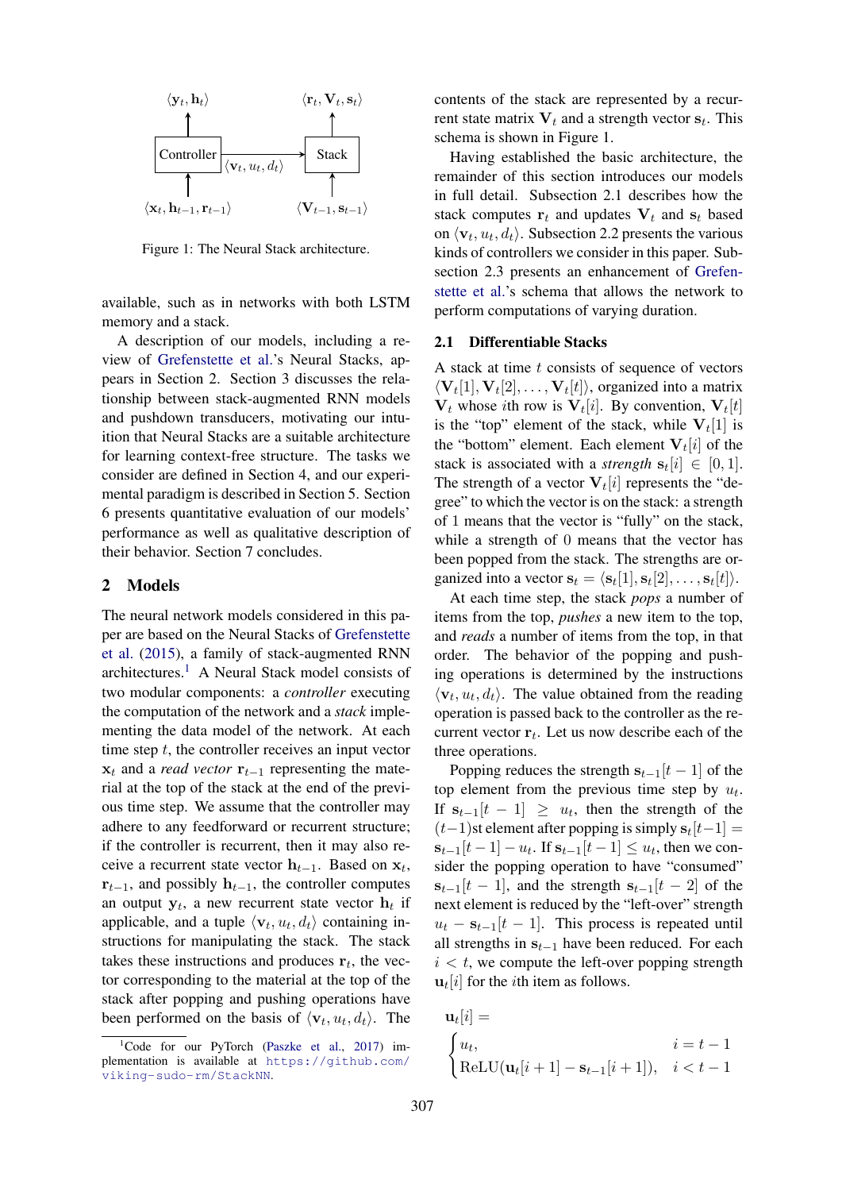Figure 1: The Neural Stack architecture.

available, such as in networks with both LSTM memory and a stack.

A description of our models, including a review of Grefenstette et al.'s Neural Stacks, appears in Section 2. Section 3 discusses the relationship between stack-augmented RNN models and pushdown transducers, motivating our intuition that Neural Stacks are a suitable architecture for learning context-free structure. The tasks we consider are defined in Section 4, and our experimental paradigm is described in Section 5. Section 6 presents quantitative evaluation of our models' performance as well as qualitative description of their behavior. Section 7 concludes.

## 2 Models

The neural network models considered in this paper are based on the Neural Stacks of Grefenstette et al. (2015), a family of stack-augmented RNN architectures.[1] A Neural Stack model consists of two modular components: a *controller* executing the computation of the network and a *stack* implementing the data model of the network. At each time step $t$, the controller receives an input vector $\mathbf{x}_t$ and a *read vector* $\mathbf{r}_{t-1}$ representing the material at the top of the stack at the end of the previous time step. We assume that the controller may adhere to any feedforward or recurrent structure; if the controller is recurrent, then it may also receive a recurrent state vector $\mathbf{h}_{t-1}$. Based on $\mathbf{x}_t$, $\mathbf{r}_{t-1}$, and possibly $\mathbf{h}_{t-1}$, the controller computes an output $\mathbf{y}_t$, a new recurrent state vector $\mathbf{h}_t$ if applicable, and a tuple $\langle \mathbf{v}_t, u_t, d_t \rangle$ containing instructions for manipulating the stack. The stack takes these instructions and produces $\mathbf{r}_t$, the vector corresponding to the material at the top of the stack after popping and pushing operations have been performed on the basis of $\langle \mathbf{v}_t, u_t, d_t \rangle$. The contents of the stack are represented by a recurrent state matrix $\mathbf{V}_t$ and a strength vector $\mathbf{s}_t$. This schema is shown in Figure 1.

Having established the basic architecture, the remainder of this section introduces our models in full detail. Subsection 2.1 describes how the stack computes $\mathbf{r}_t$ and updates $\mathbf{V}_t$ and $\mathbf{s}_t$ based on $\langle \mathbf{v}_t, u_t, d_t \rangle$. Subsection 2.2 presents the various kinds of controllers we consider in this paper. Subsection 2.3 presents an enhancement of Grefenstette et al.'s schema that allows the network to perform computations of varying duration.

### 2.1 Differentiable Stacks

A stack at time $t$ consists of sequence of vectors $\langle \mathbf{V}_t[1], \mathbf{V}_t[2], \ldots, \mathbf{V}_t[t] \rangle$, organized into a matrix $\mathbf{V}_t$ whose $i$th row is $\mathbf{V}_t[i]$. By convention, $\mathbf{V}_t[t]$ is the "top" element of the stack, while $\mathbf{V}_t[1]$ is the "bottom" element. Each element $\mathbf{V}_t[i]$ of the stack is associated with a *strength* $\mathbf{s}_t[i] \in [0, 1]$. The strength of a vector $\mathbf{V}_t[i]$ represents the "degree" to which the vector is on the stack: a strength of 1 means that the vector is "fully" on the stack, while a strength of 0 means that the vector has been popped from the stack. The strengths are organized into a vector $\mathbf{s}_t = \langle \mathbf{s}_t[1], \mathbf{s}_t[2], \ldots, \mathbf{s}_t[t] \rangle$.

At each time step, the stack *pops* a number of items from the top, *pushes* a new item to the top, and *reads* a number of items from the top, in that order. The behavior of the popping and pushing operations is determined by the instructions $\langle \mathbf{v}_t, u_t, d_t \rangle$. The value obtained from the reading operation is passed back to the controller as the recurrent vector $\mathbf{r}_t$. Let us now describe each of the three operations.

Popping reduces the strength $\mathbf{s}_{t-1}[t-1]$ of the top element from the previous time step by $u_t$. If $\mathbf{s}_{t-1}[t-1] \geq u_t$, then the strength of the $(t-1)$st element after popping is simply $\mathbf{s}_t[t-1] = \mathbf{s}_{t-1}[t-1] - u_t$. If $\mathbf{s}_{t-1}[t-1] \leq u_t$, then we consider the popping operation to have "consumed" $\mathbf{s}_{t-1}[t-1]$, and the strength $\mathbf{s}_{t-1}[t-2]$ of the next element is reduced by the "left-over" strength $u_t - \mathbf{s}_{t-1}[t-1]$. This process is repeated until all strengths in $\mathbf{s}_{t-1}$ have been reduced. For each $i < t$, we compute the left-over popping strength $\mathbf{u}_t[i]$ for the $i$th item as follows.

$$\mathbf{u}_t[i] = \begin{cases} u_t, & i = t-1 \\ \mathrm{ReLU}(\mathbf{u}_t[i+1] - \mathbf{s}_{t-1}[i+1]), & i < t-1 \end{cases}$$

[1] Code for our PyTorch (Paszke et al., 2017) implementation is available at https://github.com/viking-sudo-rm/StackNN.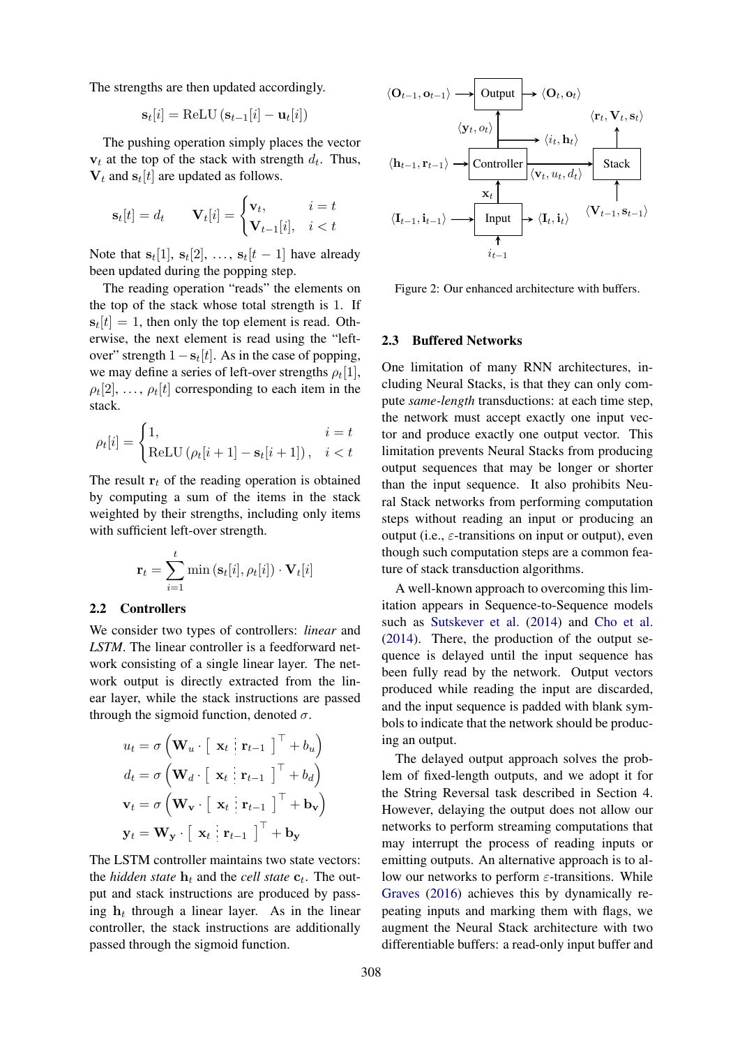The strengths are then updated accordingly.

$$\mathbf{s}_t[i] = \text{ReLU}\left(\mathbf{s}_{t-1}[i] - \mathbf{u}_t[i]\right)$$

The pushing operation simply places the vector $\mathbf{v}_t$ at the top of the stack with strength $d_t$. Thus, $\mathbf{V}_t$ and $\mathbf{s}_t[t]$ are updated as follows.

$$\mathbf{s}_t[t] = d_t \qquad \mathbf{V}_t[i] = \begin{cases} \mathbf{v}_t, & i = t \\ \mathbf{V}_{t-1}[i], & i < t \end{cases}$$

Note that $\mathbf{s}_t[1]$, $\mathbf{s}_t[2]$, $\ldots$, $\mathbf{s}_t[t-1]$ have already been updated during the popping step.

The reading operation "reads" the elements on the top of the stack whose total strength is 1. If $\mathbf{s}_t[t] = 1$, then only the top element is read. Otherwise, the next element is read using the "left-over" strength $1 - \mathbf{s}_t[t]$. As in the case of popping, we may define a series of left-over strengths $\rho_t[1]$, $\rho_t[2]$, $\ldots$, $\rho_t[t]$ corresponding to each item in the stack.

$$\rho_t[i] = \begin{cases} 1, & i = t \\ \text{ReLU}\left(\rho_t[i+1] - \mathbf{s}_t[i+1]\right), & i < t \end{cases}$$

The result $\mathbf{r}_t$ of the reading operation is obtained by computing a sum of the items in the stack weighted by their strengths, including only items with sufficient left-over strength.

$$\mathbf{r}_t = \sum_{i=1}^{t} \min\left(\mathbf{s}_t[i], \rho_t[i]\right) \cdot \mathbf{V}_t[i]$$

### 2.2 Controllers

We consider two types of controllers: *linear* and *LSTM*. The linear controller is a feedforward network consisting of a single linear layer. The network output is directly extracted from the linear layer, while the stack instructions are passed through the sigmoid function, denoted $\sigma$.

$$u_t = \sigma\left(\mathbf{W}_u \cdot \left[\ \mathbf{x}_t \ \vdots\ \mathbf{r}_{t-1}\ \right]^\top + b_u\right)$$

$$d_t = \sigma\left(\mathbf{W}_d \cdot \left[\ \mathbf{x}_t \ \vdots\ \mathbf{r}_{t-1}\ \right]^\top + b_d\right)$$

$$\mathbf{v}_t = \sigma\left(\mathbf{W}_\mathbf{v} \cdot \left[\ \mathbf{x}_t \ \vdots\ \mathbf{r}_{t-1}\ \right]^\top + \mathbf{b}_\mathbf{v}\right)$$

$$\mathbf{y}_t = \mathbf{W}_\mathbf{y} \cdot \left[\ \mathbf{x}_t \ \vdots\ \mathbf{r}_{t-1}\ \right]^\top + \mathbf{b}_\mathbf{y}$$

The LSTM controller maintains two state vectors: the *hidden state* $\mathbf{h}_t$ and the *cell state* $\mathbf{c}_t$. The output and stack instructions are produced by passing $\mathbf{h}_t$ through a linear layer. As in the linear controller, the stack instructions are additionally passed through the sigmoid function.

Figure 2: Our enhanced architecture with buffers.

### 2.3 Buffered Networks

One limitation of many RNN architectures, including Neural Stacks, is that they can only compute *same-length* transductions: at each time step, the network must accept exactly one input vector and produce exactly one output vector. This limitation prevents Neural Stacks from producing output sequences that may be longer or shorter than the input sequence. It also prohibits Neural Stack networks from performing computation steps without reading an input or producing an output (i.e., $\varepsilon$-transitions on input or output), even though such computation steps are a common feature of stack transduction algorithms.

A well-known approach to overcoming this limitation appears in Sequence-to-Sequence models such as Sutskever et al. (2014) and Cho et al. (2014). There, the production of the output sequence is delayed until the input sequence has been fully read by the network. Output vectors produced while reading the input are discarded, and the input sequence is padded with blank symbols to indicate that the network should be producing an output.

The delayed output approach solves the problem of fixed-length outputs, and we adopt it for the String Reversal task described in Section 4. However, delaying the output does not allow our networks to perform streaming computations that may interrupt the process of reading inputs or emitting outputs. An alternative approach is to allow our networks to perform $\varepsilon$-transitions. While Graves (2016) achieves this by dynamically repeating inputs and marking them with flags, we augment the Neural Stack architecture with two differentiable buffers: a read-only input buffer and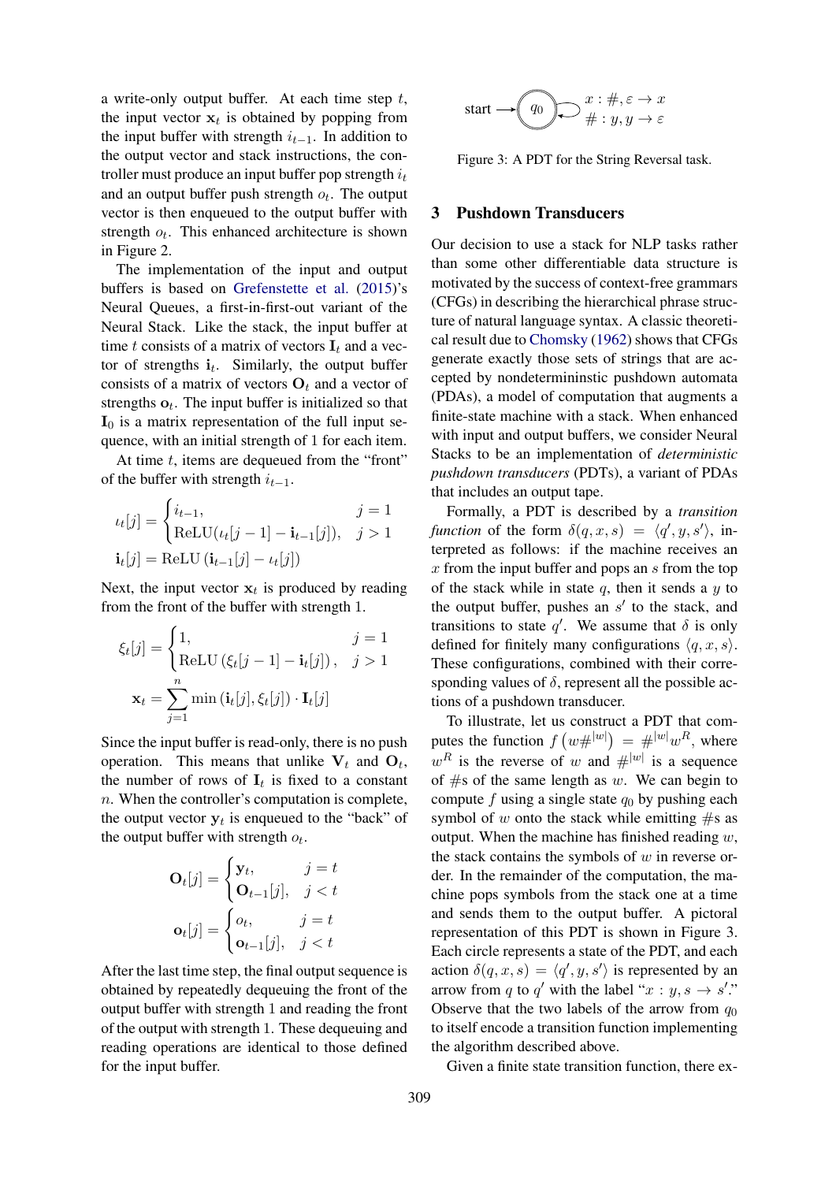a write-only output buffer. At each time step $t$, the input vector $\mathbf{x}_t$ is obtained by popping from the input buffer with strength $i_{t-1}$. In addition to the output vector and stack instructions, the controller must produce an input buffer pop strength $i_t$ and an output buffer push strength $o_t$. The output vector is then enqueued to the output buffer with strength $o_t$. This enhanced architecture is shown in Figure 2.

The implementation of the input and output buffers is based on Grefenstette et al. (2015)'s Neural Queues, a first-in-first-out variant of the Neural Stack. Like the stack, the input buffer at time $t$ consists of a matrix of vectors $\mathbf{I}_t$ and a vector of strengths $\mathbf{i}_t$. Similarly, the output buffer consists of a matrix of vectors $\mathbf{O}_t$ and a vector of strengths $\mathbf{o}_t$. The input buffer is initialized so that $\mathbf{I}_0$ is a matrix representation of the full input sequence, with an initial strength of 1 for each item.

At time $t$, items are dequeued from the "front" of the buffer with strength $i_{t-1}$.

$$\iota_t[j] = \begin{cases} i_{t-1}, & j = 1 \\ \text{ReLU}(\iota_t[j-1] - \mathbf{i}_{t-1}[j]), & j > 1 \end{cases}$$

$$\mathbf{i}_t[j] = \text{ReLU}\left(\mathbf{i}_{t-1}[j] - \iota_t[j]\right)$$

Next, the input vector $\mathbf{x}_t$ is produced by reading from the front of the buffer with strength 1.

$$\xi_t[j] = \begin{cases} 1, & j = 1 \\ \text{ReLU}\left(\xi_t[j-1] - \mathbf{i}_t[j]\right), & j > 1 \end{cases}$$

$$\mathbf{x}_t = \sum_{j=1}^{n} \min\left(\mathbf{i}_t[j], \xi_t[j]\right) \cdot \mathbf{I}_t[j]$$

Since the input buffer is read-only, there is no push operation. This means that unlike $\mathbf{V}_t$ and $\mathbf{O}_t$, the number of rows of $\mathbf{I}_t$ is fixed to a constant $n$. When the controller's computation is complete, the output vector $\mathbf{y}_t$ is enqueued to the "back" of the output buffer with strength $o_t$.

$$\mathbf{O}_t[j] = \begin{cases} \mathbf{y}_t, & j = t \\ \mathbf{O}_{t-1}[j], & j < t \end{cases}$$

$$\mathbf{o}_t[j] = \begin{cases} o_t, & j = t \\ \mathbf{o}_{t-1}[j], & j < t \end{cases}$$

After the last time step, the final output sequence is obtained by repeatedly dequeuing the front of the output buffer with strength 1 and reading the front of the output with strength 1. These dequeuing and reading operations are identical to those defined for the input buffer.

Figure 3: A PDT for the String Reversal task.

## 3 Pushdown Transducers

Our decision to use a stack for NLP tasks rather than some other differentiable data structure is motivated by the success of context-free grammars (CFGs) in describing the hierarchical phrase structure of natural language syntax. A classic theoretical result due to Chomsky (1962) shows that CFGs generate exactly those sets of strings that are accepted by nondeterminninstic pushdown automata (PDAs), a model of computation that augments a finite-state machine with a stack. When enhanced with input and output buffers, we consider Neural Stacks to be an implementation of *deterministic pushdown transducers* (PDTs), a variant of PDAs that includes an output tape.

Formally, a PDT is described by a *transition function* of the form $\delta(q, x, s) = \langle q', y, s' \rangle$, interpreted as follows: if the machine receives an $x$ from the input buffer and pops an $s$ from the top of the stack while in state $q$, then it sends a $y$ to the output buffer, pushes an $s'$ to the stack, and transitions to state $q'$. We assume that $\delta$ is only defined for finitely many configurations $\langle q, x, s \rangle$. These configurations, combined with their corresponding values of $\delta$, represent all the possible actions of a pushdown transducer.

To illustrate, let us construct a PDT that computes the function $f\left(w\#^{|w|}\right) = \#^{|w|}w^R$, where $w^R$ is the reverse of $w$ and $\#^{|w|}$ is a sequence of #s of the same length as $w$. We can begin to compute $f$ using a single state $q_0$ by pushing each symbol of $w$ onto the stack while emitting #s as output. When the machine has finished reading $w$, the stack contains the symbols of $w$ in reverse order. In the remainder of the computation, the machine pops symbols from the stack one at a time and sends them to the output buffer. A pictoral representation of this PDT is shown in Figure 3. Each circle represents a state of the PDT, and each action $\delta(q, x, s) = \langle q', y, s' \rangle$ is represented by an arrow from $q$ to $q'$ with the label "$x : y, s \to s'$." Observe that the two labels of the arrow from $q_0$ to itself encode a transition function implementing the algorithm described above.

Given a finite state transition function, there ex-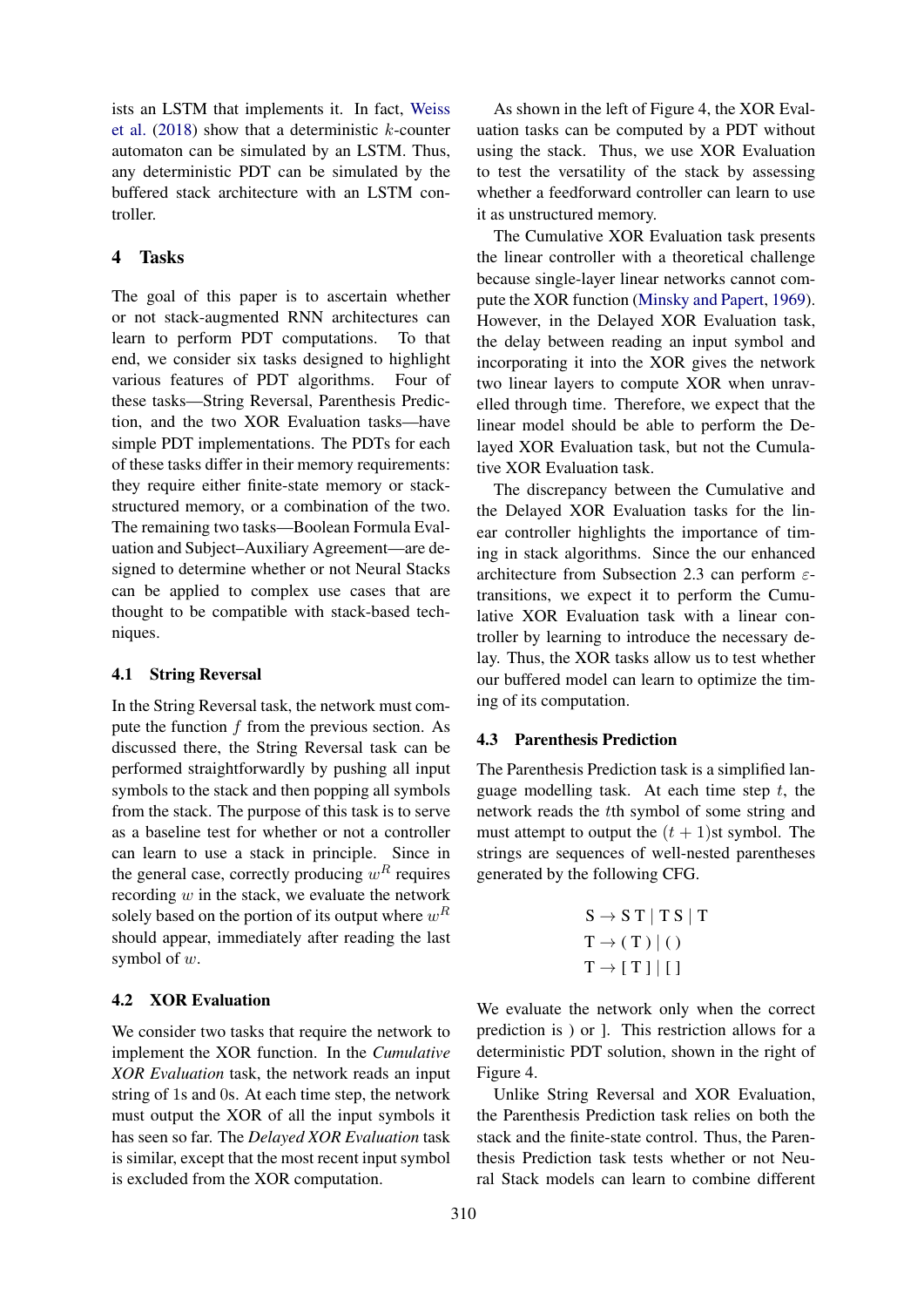ists an LSTM that implements it. In fact, Weiss et al. (2018) show that a deterministic $k$-counter automaton can be simulated by an LSTM. Thus, any deterministic PDT can be simulated by the buffered stack architecture with an LSTM controller.

## 4 Tasks

The goal of this paper is to ascertain whether or not stack-augmented RNN architectures can learn to perform PDT computations. To that end, we consider six tasks designed to highlight various features of PDT algorithms. Four of these tasks—String Reversal, Parenthesis Prediction, and the two XOR Evaluation tasks—have simple PDT implementations. The PDTs for each of these tasks differ in their memory requirements: they require either finite-state memory or stack-structured memory, or a combination of the two. The remaining two tasks—Boolean Formula Evaluation and Subject–Auxiliary Agreement—are designed to determine whether or not Neural Stacks can be applied to complex use cases that are thought to be compatible with stack-based techniques.

### 4.1 String Reversal

In the String Reversal task, the network must compute the function $f$ from the previous section. As discussed there, the String Reversal task can be performed straightforwardly by pushing all input symbols to the stack and then popping all symbols from the stack. The purpose of this task is to serve as a baseline test for whether or not a controller can learn to use a stack in principle. Since in the general case, correctly producing $w^R$ requires recording $w$ in the stack, we evaluate the network solely based on the portion of its output where $w^R$ should appear, immediately after reading the last symbol of $w$.

### 4.2 XOR Evaluation

We consider two tasks that require the network to implement the XOR function. In the *Cumulative XOR Evaluation* task, the network reads an input string of 1s and 0s. At each time step, the network must output the XOR of all the input symbols it has seen so far. The *Delayed XOR Evaluation* task is similar, except that the most recent input symbol is excluded from the XOR computation.

As shown in the left of Figure 4, the XOR Evaluation tasks can be computed by a PDT without using the stack. Thus, we use XOR Evaluation to test the versatility of the stack by assessing whether a feedforward controller can learn to use it as unstructured memory.

The Cumulative XOR Evaluation task presents the linear controller with a theoretical challenge because single-layer linear networks cannot compute the XOR function (Minsky and Papert, 1969). However, in the Delayed XOR Evaluation task, the delay between reading an input symbol and incorporating it into the XOR gives the network two linear layers to compute XOR when unravelled through time. Therefore, we expect that the linear model should be able to perform the Delayed XOR Evaluation task, but not the Cumulative XOR Evaluation task.

The discrepancy between the Cumulative and the Delayed XOR Evaluation tasks for the linear controller highlights the importance of timing in stack algorithms. Since the our enhanced architecture from Subsection 2.3 can perform $\varepsilon$-transitions, we expect it to perform the Cumulative XOR Evaluation task with a linear controller by learning to introduce the necessary delay. Thus, the XOR tasks allow us to test whether our buffered model can learn to optimize the timing of its computation.

### 4.3 Parenthesis Prediction

The Parenthesis Prediction task is a simplified language modelling task. At each time step $t$, the network reads the $t$th symbol of some string and must attempt to output the $(t + 1)$st symbol. The strings are sequences of well-nested parentheses generated by the following CFG.

$$\begin{aligned} \text{S} &\to \text{S T} \mid \text{T S} \mid \text{T} \\ \text{T} &\to (\ \text{T}\ ) \mid (\ ) \\ \text{T} &\to [\ \text{T}\ ] \mid [\ ] \end{aligned}$$

We evaluate the network only when the correct prediction is ) or ]. This restriction allows for a deterministic PDT solution, shown in the right of Figure 4.

Unlike String Reversal and XOR Evaluation, the Parenthesis Prediction task relies on both the stack and the finite-state control. Thus, the Parenthesis Prediction task tests whether or not Neural Stack models can learn to combine different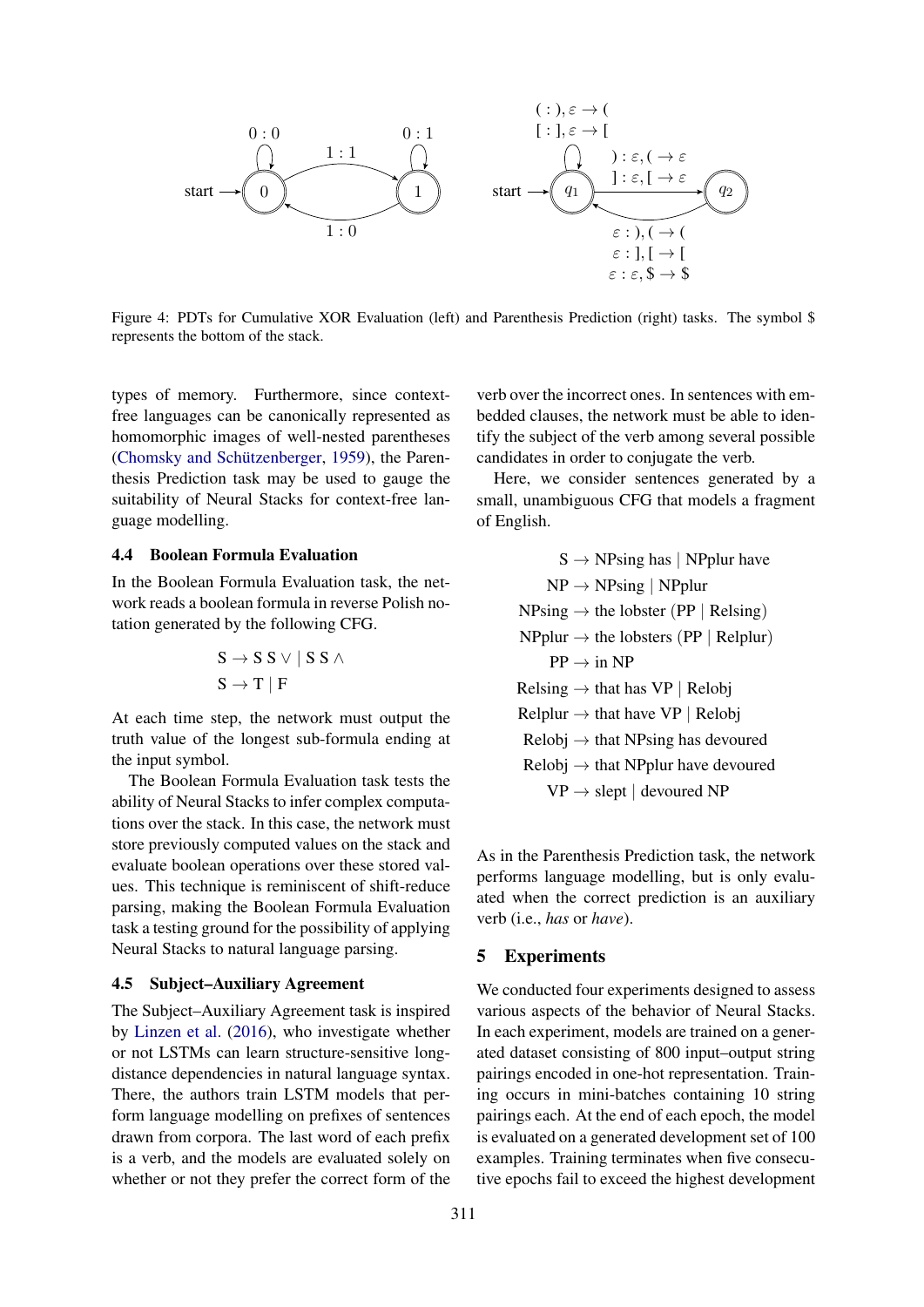Figure 4: PDTs for Cumulative XOR Evaluation (left) and Parenthesis Prediction (right) tasks. The symbol $ represents the bottom of the stack.

types of memory. Furthermore, since context-free languages can be canonically represented as homomorphic images of well-nested parentheses (Chomsky and Schützenberger, 1959), the Parenthesis Prediction task may be used to gauge the suitability of Neural Stacks for context-free language modelling.

### 4.4 Boolean Formula Evaluation

In the Boolean Formula Evaluation task, the network reads a boolean formula in reverse Polish notation generated by the following CFG.

$$\text{S} \rightarrow \text{S S} \vee \mid \text{S S} \wedge$$
$$\text{S} \rightarrow \text{T} \mid \text{F}$$

At each time step, the network must output the truth value of the longest sub-formula ending at the input symbol.

The Boolean Formula Evaluation task tests the ability of Neural Stacks to infer complex computations over the stack. In this case, the network must store previously computed values on the stack and evaluate boolean operations over these stored values. This technique is reminiscent of shift-reduce parsing, making the Boolean Formula Evaluation task a testing ground for the possibility of applying Neural Stacks to natural language parsing.

### 4.5 Subject–Auxiliary Agreement

The Subject–Auxiliary Agreement task is inspired by Linzen et al. (2016), who investigate whether or not LSTMs can learn structure-sensitive long-distance dependencies in natural language syntax. There, the authors train LSTM models that perform language modelling on prefixes of sentences drawn from corpora. The last word of each prefix is a verb, and the models are evaluated solely on whether or not they prefer the correct form of the verb over the incorrect ones. In sentences with embedded clauses, the network must be able to identify the subject of the verb among several possible candidates in order to conjugate the verb.

Here, we consider sentences generated by a small, unambiguous CFG that models a fragment of English.

$$
\begin{aligned}
\text{S} &\rightarrow \text{NPsing has} \mid \text{NPplur have} \\
\text{NP} &\rightarrow \text{NPsing} \mid \text{NPplur} \\
\text{NPsing} &\rightarrow \text{the lobster (PP} \mid \text{Relsing)} \\
\text{NPplur} &\rightarrow \text{the lobsters (PP} \mid \text{Relplur)} \\
\text{PP} &\rightarrow \text{in NP} \\
\text{Relsing} &\rightarrow \text{that has VP} \mid \text{Relobj} \\
\text{Relplur} &\rightarrow \text{that have VP} \mid \text{Relobj} \\
\text{Relobj} &\rightarrow \text{that NPsing has devoured} \\
\text{Relobj} &\rightarrow \text{that NPplur have devoured} \\
\text{VP} &\rightarrow \text{slept} \mid \text{devoured NP}
\end{aligned}
$$

As in the Parenthesis Prediction task, the network performs language modelling, but is only evaluated when the correct prediction is an auxiliary verb (i.e., *has* or *have*).

## 5 Experiments

We conducted four experiments designed to assess various aspects of the behavior of Neural Stacks. In each experiment, models are trained on a generated dataset consisting of 800 input–output string pairings encoded in one-hot representation. Training occurs in mini-batches containing 10 string pairings each. At the end of each epoch, the model is evaluated on a generated development set of 100 examples. Training terminates when five consecutive epochs fail to exceed the highest development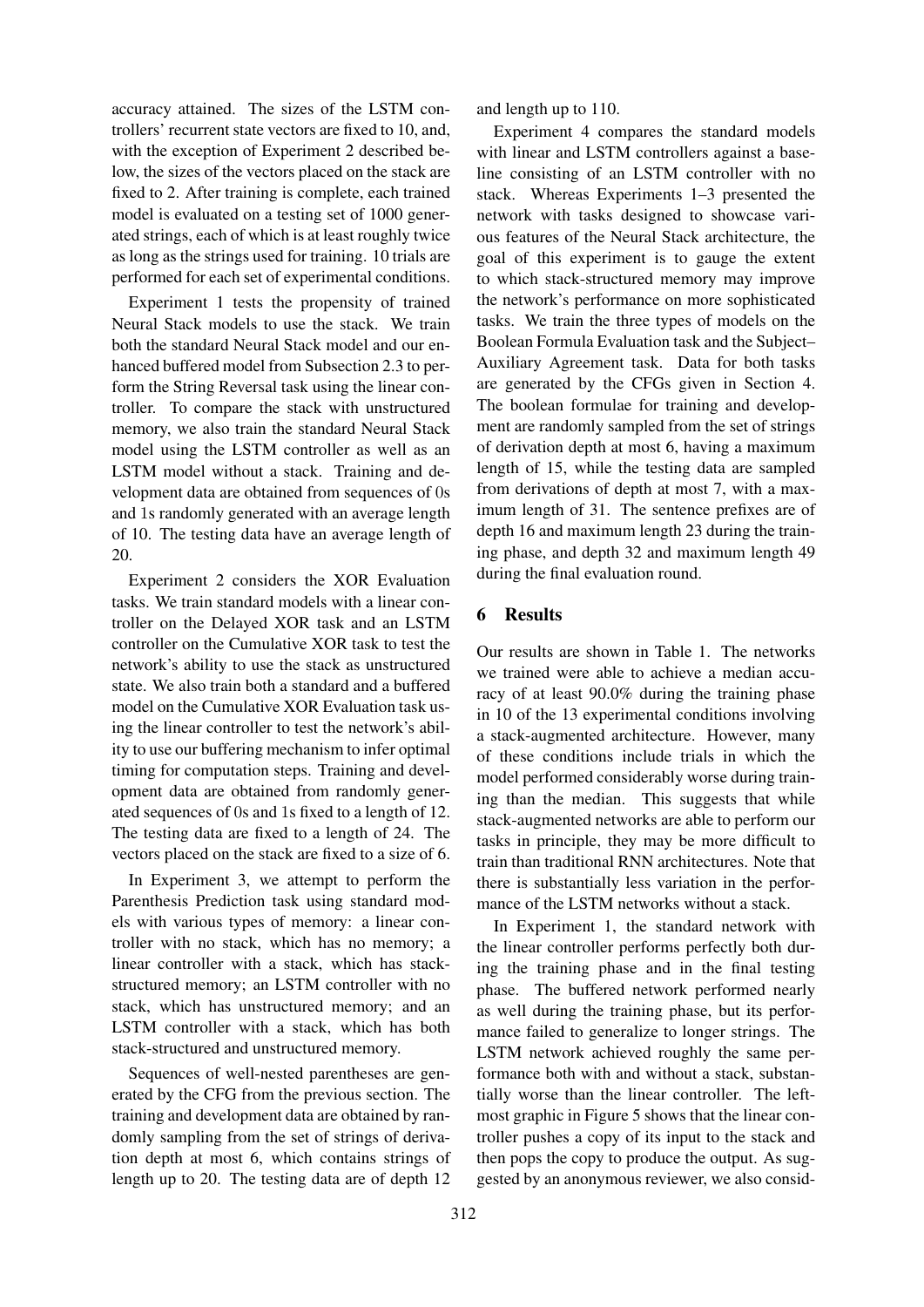accuracy attained. The sizes of the LSTM controllers' recurrent state vectors are fixed to 10, and, with the exception of Experiment 2 described below, the sizes of the vectors placed on the stack are fixed to 2. After training is complete, each trained model is evaluated on a testing set of 1000 generated strings, each of which is at least roughly twice as long as the strings used for training. 10 trials are performed for each set of experimental conditions.

Experiment 1 tests the propensity of trained Neural Stack models to use the stack. We train both the standard Neural Stack model and our enhanced buffered model from Subsection 2.3 to perform the String Reversal task using the linear controller. To compare the stack with unstructured memory, we also train the standard Neural Stack model using the LSTM controller as well as an LSTM model without a stack. Training and development data are obtained from sequences of 0s and 1s randomly generated with an average length of 10. The testing data have an average length of 20.

Experiment 2 considers the XOR Evaluation tasks. We train standard models with a linear controller on the Delayed XOR task and an LSTM controller on the Cumulative XOR task to test the network's ability to use the stack as unstructured state. We also train both a standard and a buffered model on the Cumulative XOR Evaluation task using the linear controller to test the network's ability to use our buffering mechanism to infer optimal timing for computation steps. Training and development data are obtained from randomly generated sequences of 0s and 1s fixed to a length of 12. The testing data are fixed to a length of 24. The vectors placed on the stack are fixed to a size of 6.

In Experiment 3, we attempt to perform the Parenthesis Prediction task using standard models with various types of memory: a linear controller with no stack, which has no memory; a linear controller with a stack, which has stack-structured memory; an LSTM controller with no stack, which has unstructured memory; and an LSTM controller with a stack, which has both stack-structured and unstructured memory.

Sequences of well-nested parentheses are generated by the CFG from the previous section. The training and development data are obtained by randomly sampling from the set of strings of derivation depth at most 6, which contains strings of length up to 20. The testing data are of depth 12 and length up to 110.

Experiment 4 compares the standard models with linear and LSTM controllers against a baseline consisting of an LSTM controller with no stack. Whereas Experiments 1–3 presented the network with tasks designed to showcase various features of the Neural Stack architecture, the goal of this experiment is to gauge the extent to which stack-structured memory may improve the network's performance on more sophisticated tasks. We train the three types of models on the Boolean Formula Evaluation task and the Subject–Auxiliary Agreement task. Data for both tasks are generated by the CFGs given in Section 4. The boolean formulae for training and development are randomly sampled from the set of strings of derivation depth at most 6, having a maximum length of 15, while the testing data are sampled from derivations of depth at most 7, with a maximum length of 31. The sentence prefixes are of depth 16 and maximum length 23 during the training phase, and depth 32 and maximum length 49 during the final evaluation round.

## 6 Results

Our results are shown in Table 1. The networks we trained were able to achieve a median accuracy of at least 90.0% during the training phase in 10 of the 13 experimental conditions involving a stack-augmented architecture. However, many of these conditions include trials in which the model performed considerably worse during training than the median. This suggests that while stack-augmented networks are able to perform our tasks in principle, they may be more difficult to train than traditional RNN architectures. Note that there is substantially less variation in the performance of the LSTM networks without a stack.

In Experiment 1, the standard network with the linear controller performs perfectly both during the training phase and in the final testing phase. The buffered network performed nearly as well during the training phase, but its performance failed to generalize to longer strings. The LSTM network achieved roughly the same performance both with and without a stack, substantially worse than the linear controller. The leftmost graphic in Figure 5 shows that the linear controller pushes a copy of its input to the stack and then pops the copy to produce the output. As suggested by an anonymous reviewer, we also consid-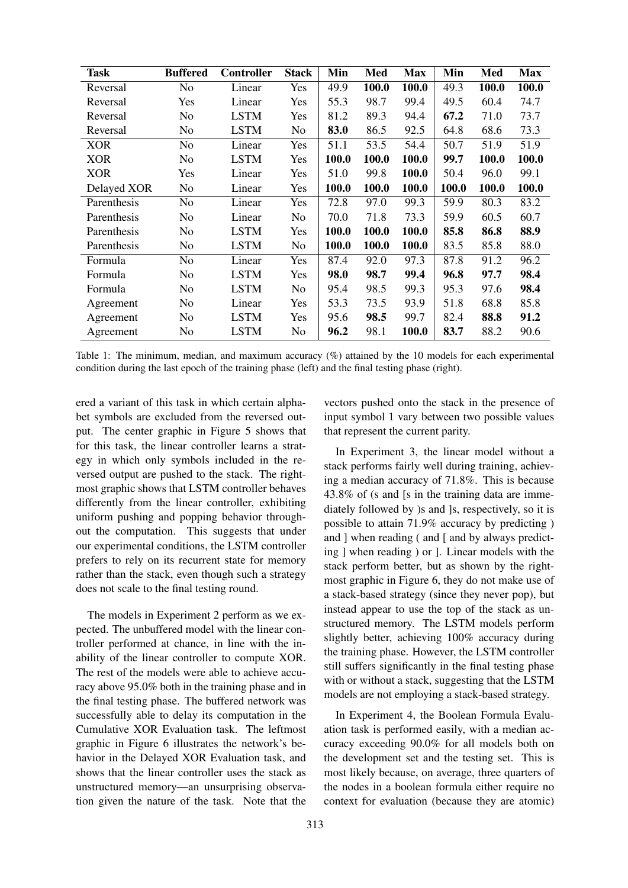| Task | Buffered | Controller | Stack | Min | Med | Max | Min | Med | Max |
|---|---|---|---|---|---|---|---|---|---|
| Reversal | No | Linear | Yes | 49.9 | **100.0** | **100.0** | 49.3 | **100.0** | **100.0** |
| Reversal | Yes | Linear | Yes | 55.3 | 98.7 | 99.4 | 49.5 | 60.4 | 74.7 |
| Reversal | No | LSTM | Yes | 81.2 | 89.3 | 94.4 | **67.2** | 71.0 | 73.7 |
| Reversal | No | LSTM | No | **83.0** | 86.5 | 92.5 | 64.8 | 68.6 | 73.3 |
| XOR | No | Linear | Yes | 51.1 | 53.5 | 54.4 | 50.7 | 51.9 | 51.9 |
| XOR | No | LSTM | Yes | **100.0** | **100.0** | **100.0** | **99.7** | **100.0** | **100.0** |
| XOR | Yes | Linear | Yes | 51.0 | 99.8 | **100.0** | 50.4 | 96.0 | 99.1 |
| Delayed XOR | No | Linear | Yes | **100.0** | **100.0** | **100.0** | **100.0** | **100.0** | **100.0** |
| Parenthesis | No | Linear | Yes | 72.8 | 97.0 | 99.3 | 59.9 | 80.3 | 83.2 |
| Parenthesis | No | Linear | No | 70.0 | 71.8 | 73.3 | 59.9 | 60.5 | 60.7 |
| Parenthesis | No | LSTM | Yes | **100.0** | **100.0** | **100.0** | **85.8** | **86.8** | **88.9** |
| Parenthesis | No | LSTM | No | **100.0** | **100.0** | **100.0** | 83.5 | 85.8 | 88.0 |
| Formula | No | Linear | Yes | 87.4 | 92.0 | 97.3 | 87.8 | 91.2 | 96.2 |
| Formula | No | LSTM | Yes | **98.0** | **98.7** | **99.4** | **96.8** | **97.7** | **98.4** |
| Formula | No | LSTM | No | 95.4 | 98.5 | 99.3 | 95.3 | 97.6 | **98.4** |
| Agreement | No | Linear | Yes | 53.3 | 73.5 | 93.9 | 51.8 | 68.8 | 85.8 |
| Agreement | No | LSTM | Yes | 95.6 | **98.5** | 99.7 | 82.4 | **88.8** | **91.2** |
| Agreement | No | LSTM | No | **96.2** | 98.1 | **100.0** | **83.7** | 88.2 | 90.6 |

Table 1: The minimum, median, and maximum accuracy (%) attained by the 10 models for each experimental condition during the last epoch of the training phase (left) and the final testing phase (right).

ered a variant of this task in which certain alphabet symbols are excluded from the reversed output. The center graphic in Figure 5 shows that for this task, the linear controller learns a strategy in which only symbols included in the reversed output are pushed to the stack. The rightmost graphic shows that LSTM controller behaves differently from the linear controller, exhibiting uniform pushing and popping behavior throughout the computation. This suggests that under our experimental conditions, the LSTM controller prefers to rely on its recurrent state for memory rather than the stack, even though such a strategy does not scale to the final testing round.

The models in Experiment 2 perform as we expected. The unbuffered model with the linear controller performed at chance, in line with the inability of the linear controller to compute XOR. The rest of the models were able to achieve accuracy above 95.0% both in the training phase and in the final testing phase. The buffered network was successfully able to delay its computation in the Cumulative XOR Evaluation task. The leftmost graphic in Figure 6 illustrates the network's behavior in the Delayed XOR Evaluation task, and shows that the linear controller uses the stack as unstructured memory—an unsurprising observation given the nature of the task. Note that the vectors pushed onto the stack in the presence of input symbol 1 vary between two possible values that represent the current parity.

In Experiment 3, the linear model without a stack performs fairly well during training, achieving a median accuracy of 71.8%. This is because 43.8% of (s and [s in the training data are immediately followed by )s and ]s, respectively, so it is possible to attain 71.9% accuracy by predicting ) and ] when reading ( and [ and by always predicting ] when reading ) or ]. Linear models with the stack perform better, but as shown by the rightmost graphic in Figure 6, they do not make use of a stack-based strategy (since they never pop), but instead appear to use the top of the stack as unstructured memory. The LSTM models perform slightly better, achieving 100% accuracy during the training phase. However, the LSTM controller still suffers significantly in the final testing phase with or without a stack, suggesting that the LSTM models are not employing a stack-based strategy.

In Experiment 4, the Boolean Formula Evaluation task is performed easily, with a median accuracy exceeding 90.0% for all models both on the development set and the testing set. This is most likely because, on average, three quarters of the nodes in a boolean formula either require no context for evaluation (because they are atomic)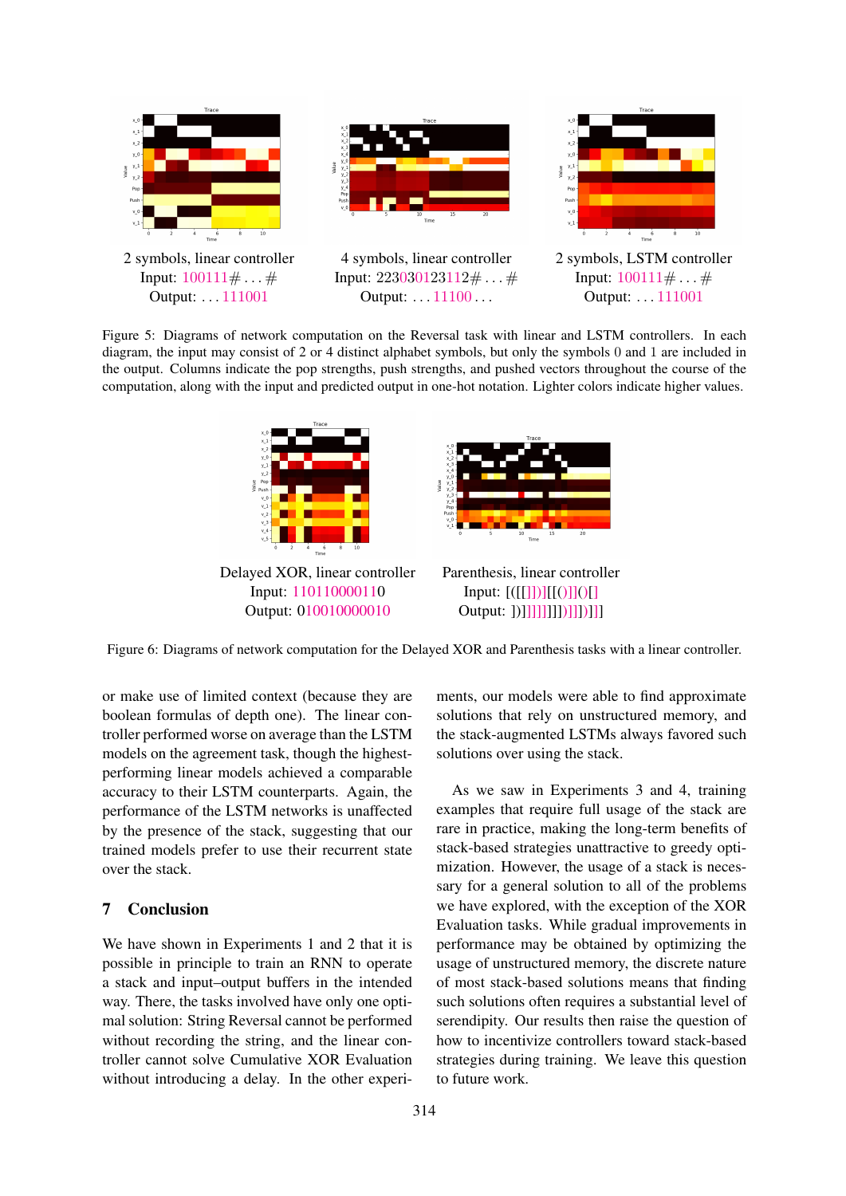2 symbols, linear controller
Input: 100111# . . . #
Output: . . . 111001

4 symbols, linear controller
Input: 223030123112# . . . #
Output: . . . 11100 . . .

2 symbols, LSTM controller
Input: 100111# . . . #
Output: . . . 111001

Figure 5: Diagrams of network computation on the Reversal task with linear and LSTM controllers. In each diagram, the input may consist of 2 or 4 distinct alphabet symbols, but only the symbols 0 and 1 are included in the output. Columns indicate the pop strengths, push strengths, and pushed vectors throughout the course of the computation, along with the input and predicted output in one-hot notation. Lighter colors indicate higher values.

Delayed XOR, linear controller
Input: 110110000110
Output: 010010000010

Parenthesis, linear controller
Input: [([[]])][[()]]()[]
Output: ])]]]]]]]])]]])]]]

Figure 6: Diagrams of network computation for the Delayed XOR and Parenthesis tasks with a linear controller.

or make use of limited context (because they are boolean formulas of depth one). The linear controller performed worse on average than the LSTM models on the agreement task, though the highest-performing linear models achieved a comparable accuracy to their LSTM counterparts. Again, the performance of the LSTM networks is unaffected by the presence of the stack, suggesting that our trained models prefer to use their recurrent state over the stack.

## 7 Conclusion

We have shown in Experiments 1 and 2 that it is possible in principle to train an RNN to operate a stack and input–output buffers in the intended way. There, the tasks involved have only one optimal solution: String Reversal cannot be performed without recording the string, and the linear controller cannot solve Cumulative XOR Evaluation without introducing a delay. In the other experiments, our models were able to find approximate solutions that rely on unstructured memory, and the stack-augmented LSTMs always favored such solutions over using the stack.

As we saw in Experiments 3 and 4, training examples that require full usage of the stack are rare in practice, making the long-term benefits of stack-based strategies unattractive to greedy optimization. However, the usage of a stack is necessary for a general solution to all of the problems we have explored, with the exception of the XOR Evaluation tasks. While gradual improvements in performance may be obtained by optimizing the usage of unstructured memory, the discrete nature of most stack-based solutions means that finding such solutions often requires a substantial level of serendipity. Our results then raise the question of how to incentivize controllers toward stack-based strategies during training. We leave this question to future work.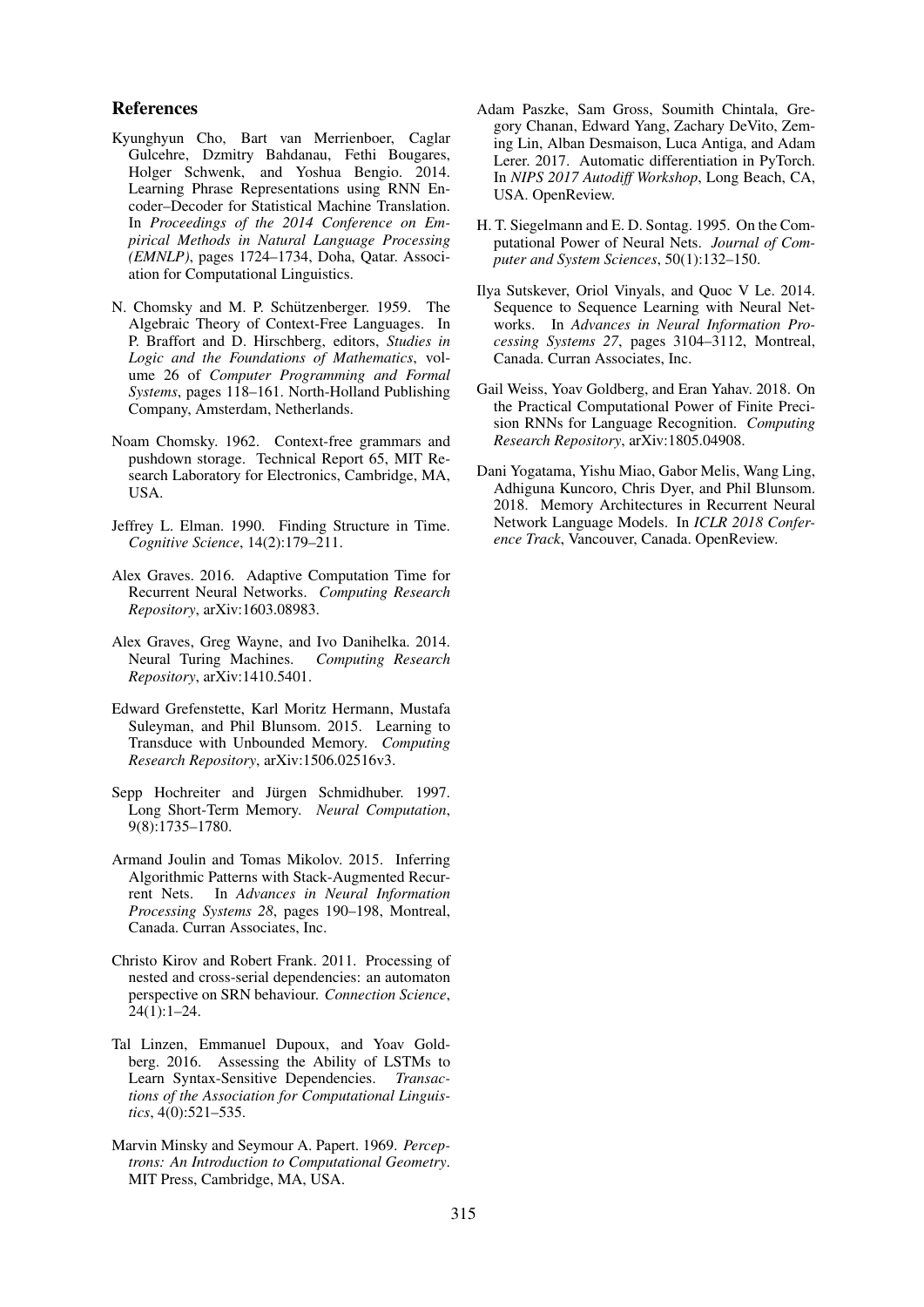## References

Kyunghyun Cho, Bart van Merrienboer, Caglar Gulcehre, Dzmitry Bahdanau, Fethi Bougares, Holger Schwenk, and Yoshua Bengio. 2014. Learning Phrase Representations using RNN Encoder–Decoder for Statistical Machine Translation. In *Proceedings of the 2014 Conference on Empirical Methods in Natural Language Processing (EMNLP)*, pages 1724–1734, Doha, Qatar. Association for Computational Linguistics.

N. Chomsky and M. P. Schützenberger. 1959. The Algebraic Theory of Context-Free Languages. In P. Braffort and D. Hirschberg, editors, *Studies in Logic and the Foundations of Mathematics*, volume 26 of *Computer Programming and Formal Systems*, pages 118–161. North-Holland Publishing Company, Amsterdam, Netherlands.

Noam Chomsky. 1962. Context-free grammars and pushdown storage. Technical Report 65, MIT Research Laboratory for Electronics, Cambridge, MA, USA.

Jeffrey L. Elman. 1990. Finding Structure in Time. *Cognitive Science*, 14(2):179–211.

Alex Graves. 2016. Adaptive Computation Time for Recurrent Neural Networks. *Computing Research Repository*, arXiv:1603.08983.

Alex Graves, Greg Wayne, and Ivo Danihelka. 2014. Neural Turing Machines. *Computing Research Repository*, arXiv:1410.5401.

Edward Grefenstette, Karl Moritz Hermann, Mustafa Suleyman, and Phil Blunsom. 2015. Learning to Transduce with Unbounded Memory. *Computing Research Repository*, arXiv:1506.02516v3.

Sepp Hochreiter and Jürgen Schmidhuber. 1997. Long Short-Term Memory. *Neural Computation*, 9(8):1735–1780.

Armand Joulin and Tomas Mikolov. 2015. Inferring Algorithmic Patterns with Stack-Augmented Recurrent Nets. In *Advances in Neural Information Processing Systems 28*, pages 190–198, Montreal, Canada. Curran Associates, Inc.

Christo Kirov and Robert Frank. 2011. Processing of nested and cross-serial dependencies: an automaton perspective on SRN behaviour. *Connection Science*, 24(1):1–24.

Tal Linzen, Emmanuel Dupoux, and Yoav Goldberg. 2016. Assessing the Ability of LSTMs to Learn Syntax-Sensitive Dependencies. *Transactions of the Association for Computational Linguistics*, 4(0):521–535.

Marvin Minsky and Seymour A. Papert. 1969. *Perceptrons: An Introduction to Computational Geometry*. MIT Press, Cambridge, MA, USA.

Adam Paszke, Sam Gross, Soumith Chintala, Gregory Chanan, Edward Yang, Zachary DeVito, Zeming Lin, Alban Desmaison, Luca Antiga, and Adam Lerer. 2017. Automatic differentiation in PyTorch. In *NIPS 2017 Autodiff Workshop*, Long Beach, CA, USA. OpenReview.

H. T. Siegelmann and E. D. Sontag. 1995. On the Computational Power of Neural Nets. *Journal of Computer and System Sciences*, 50(1):132–150.

Ilya Sutskever, Oriol Vinyals, and Quoc V Le. 2014. Sequence to Sequence Learning with Neural Networks. In *Advances in Neural Information Processing Systems 27*, pages 3104–3112, Montreal, Canada. Curran Associates, Inc.

Gail Weiss, Yoav Goldberg, and Eran Yahav. 2018. On the Practical Computational Power of Finite Precision RNNs for Language Recognition. *Computing Research Repository*, arXiv:1805.04908.

Dani Yogatama, Yishu Miao, Gabor Melis, Wang Ling, Adhiguna Kuncoro, Chris Dyer, and Phil Blunsom. 2018. Memory Architectures in Recurrent Neural Network Language Models. In *ICLR 2018 Conference Track*, Vancouver, Canada. OpenReview.